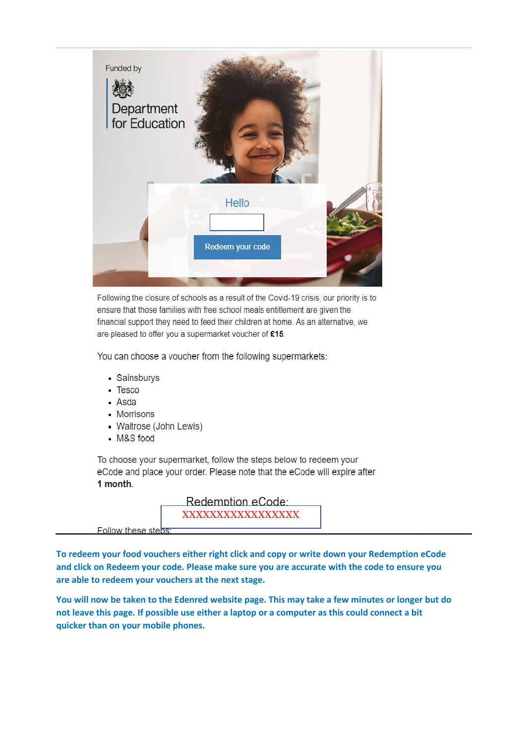Funded by

Department for Education

Hello

Redeem your code

Following the closure of schools as a result of the Covid-19 crisis, our priority is to ensure that those families with free school meals entitlement are given the financial support they need to feed their children at home. As an alternative, we are pleased to offer you a supermarket voucher of **£15**.

You can choose a voucher from the following supermarkets:

- Sainsburys
- Tesco
- Asda
- Morrisons
- Waitrose (John Lewis)
- M&S food

To choose your supermarket, follow the steps below to redeem your eCode and place your order. Please note that the eCode will expire after **1 month**.

Redemption eCode:

XXXXXXXXXXXXXXXXXX

Follow these steps:

**To redeem your food vouchers either right click and copy or write down your Redemption eCode and click on Redeem your code. Please make sure you are accurate with the code to ensure you are able to redeem your vouchers at the next stage.**

**You will now be taken to the Edenred website page. This may take a few minutes or longer but do not leave this page. If possible use either a laptop or a computer as this could connect a bit quicker than on your mobile phones.**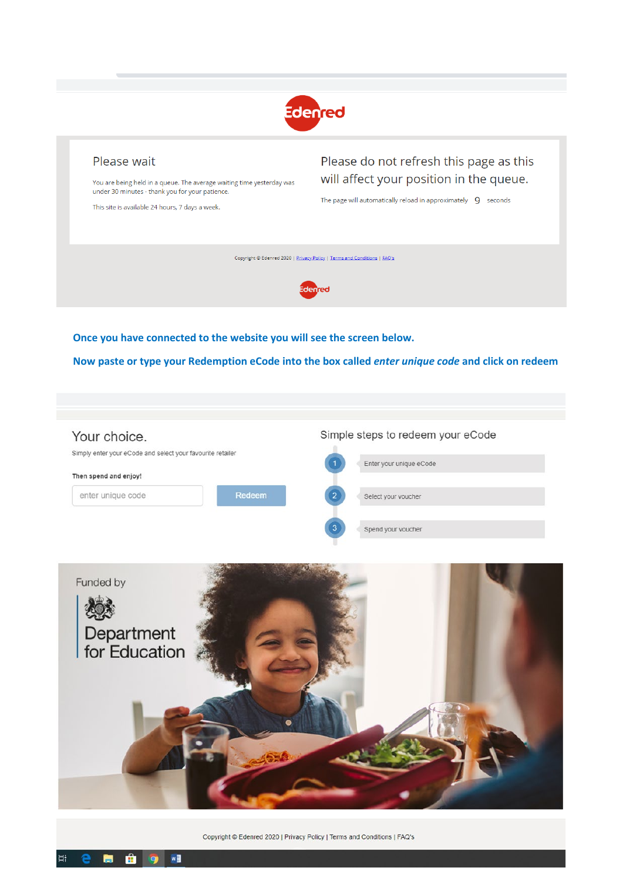Edenred

Please wait

You are being held in a queue. The average waiting time yesterday was under 30 minutes - thank you for your patience.

This site is available 24 hours, 7 days a week.

Please do not refresh this page as this will affect your position in the queue.

The page will automatically reload in approximately 9 seconds

Copyright © Edenred 2020 | Privacy Policy | Terms and Conditions | FAQ's

**Once you have connected to the website you will see the screen below.**

**Now paste or type your Redemption eCode into the box called *enter unique code* and click on redeem**

Your choice.

Simply enter your eCode and select your favourite retailer

**Then spend and enjoy!**

enter unique code | Redeem

Simple steps to redeem your eCode

1. Enter your unique eCode
2. Select your voucher
3. Spend your voucher

Funded by

Department for Education

Copyright © Edenred 2020 | Privacy Policy | Terms and Conditions | FAQ's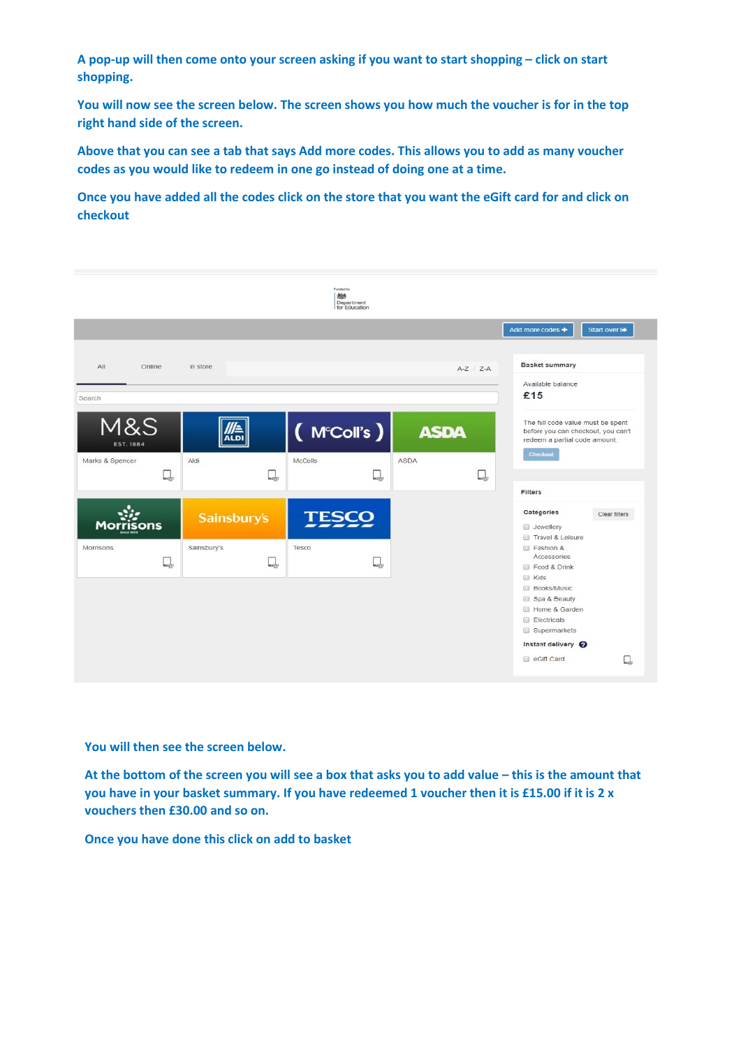A pop-up will then come onto your screen asking if you want to start shopping – click on start shopping.

You will now see the screen below. The screen shows you how much the voucher is for in the top right hand side of the screen.

Above that you can see a tab that says Add more codes. This allows you to add as many voucher codes as you would like to redeem in one go instead of doing one at a time.

Once you have added all the codes click on the store that you want the eGift card for and click on checkout

You will then see the screen below.

At the bottom of the screen you will see a box that asks you to add value – this is the amount that you have in your basket summary. If you have redeemed 1 voucher then it is £15.00 if it is 2 x vouchers then £30.00 and so on.

Once you have done this click on add to basket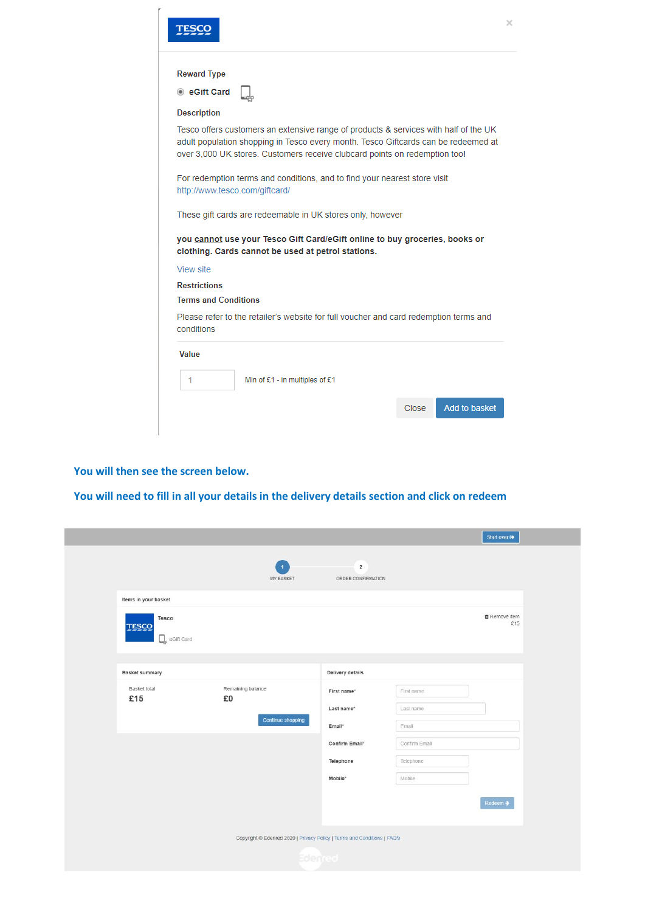TESCO

Reward Type

eGift Card

**Description**

Tesco offers customers an extensive range of products & services with half of the UK adult population shopping in Tesco every month. Tesco Giftcards can be redeemed at over 3,000 UK stores. Customers receive clubcard points on redemption too!

For redemption terms and conditions, and to find your nearest store visit
http://www.tesco.com/giftcard/

These gift cards are redeemable in UK stores only, however

**you cannot use your Tesco Gift Card/eGift online to buy groceries, books or clothing. Cards cannot be used at petrol stations.**

View site

**Restrictions**

**Terms and Conditions**

Please refer to the retailer's website for full voucher and card redemption terms and conditions

**Value**

1 Min of £1 - in multiples of £1

Close | Add to basket

**You will then see the screen below.**

**You will need to fill in all your details in the delivery details section and click on redeem**

Start over

1 MY BASKET — 2 ORDER CONFIRMATION

Items in your basket

Tesco — eGift Card — Remove item £15

Basket summary

| Basket total | Remaining balance |
| --- | --- |
| £15 | £0 |

Continue shopping

Delivery details

- First name*
- Last name*
- Email*
- Confirm Email*
- Telephone
- Mobile*

Redeem

Copyright © Edenred 2020 | Privacy Policy | Terms and Conditions | FAQ's

Edenred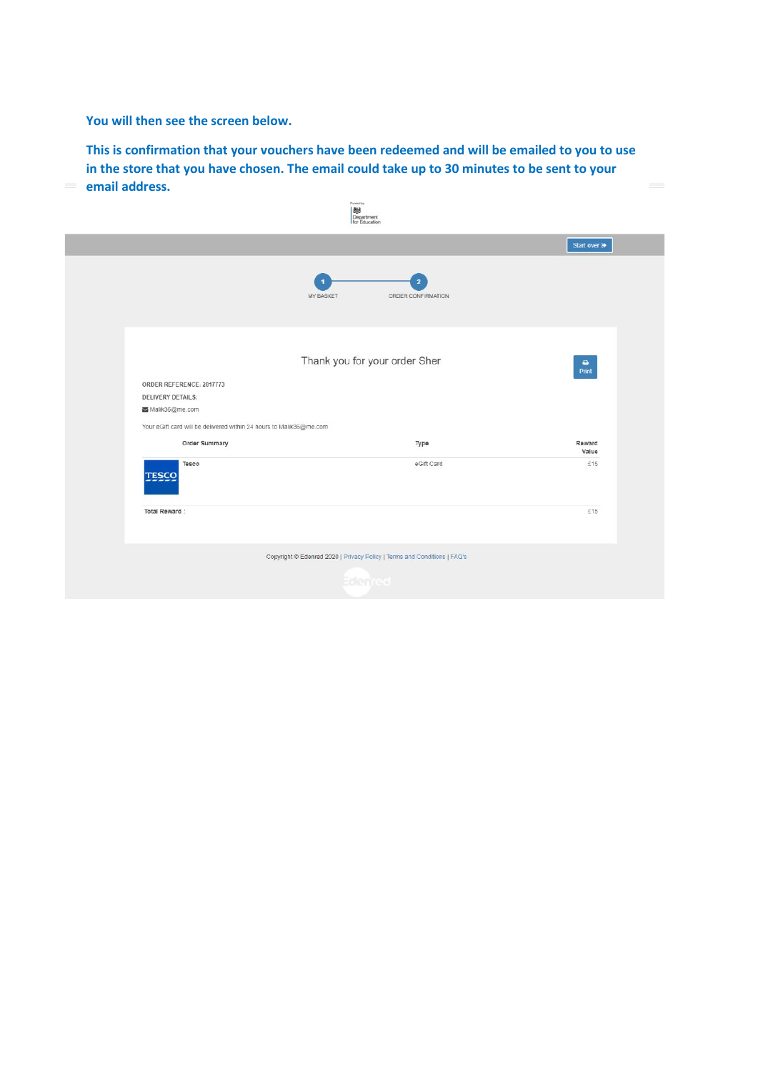**You will then see the screen below.**

**This is confirmation that your vouchers have been redeemed and will be emailed to you to use in the store that you have chosen. The email could take up to 30 minutes to be sent to your email address.**

Funded by Department for Education

Start over

1 MY BASKET — 2 ORDER CONFIRMATION

Thank you for your order Sher

Print

ORDER REFERENCE: 2017773

DELIVERY DETAILS:

Malik36@me.com

Your eGift card will be delivered within 24 hours to Malik36@me.com

| Order Summary | Type | Reward Value |
|---|---|---|
| TESCO Tesco | eGift Card | £15 |
| Total Reward : | | £15 |

Copyright © Edenred 2020 | Privacy Policy | Terms and Conditions | FAQ's

Edenred